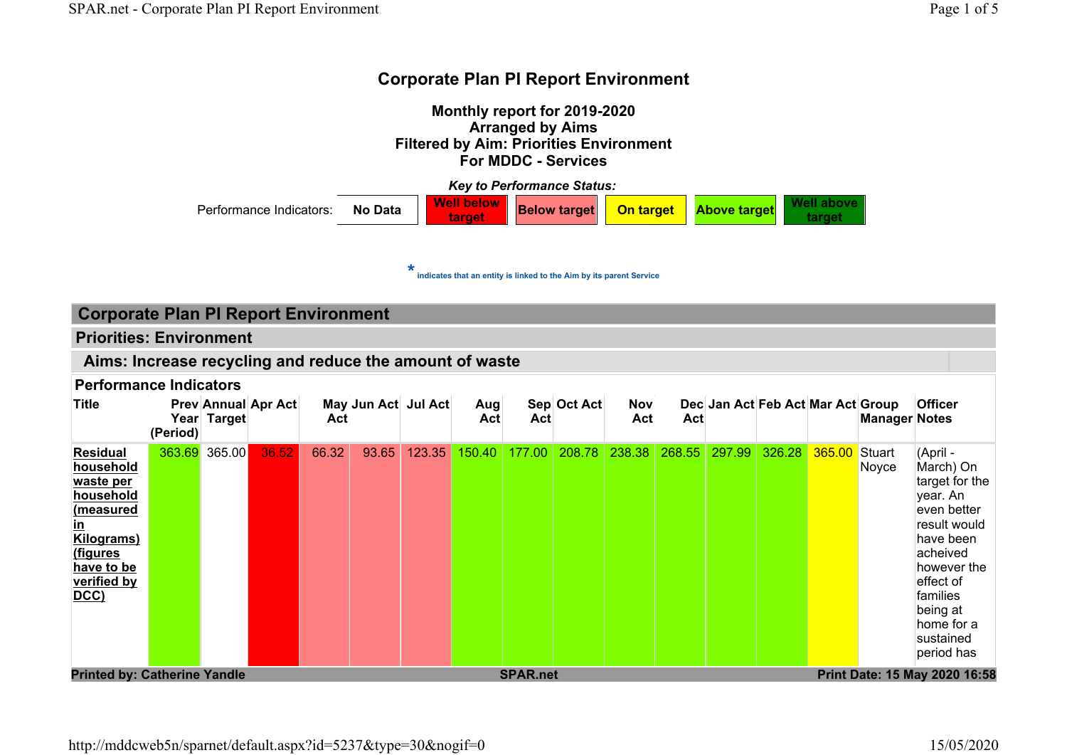# Corporate Plan PI Report Environment

**Monthly report for 2019-2020**
**Arranged by Aims**
**Filtered by Aim: Priorities Environment**
**For MDDC - Services**

***Key to Performance Status:***

| Performance Indicators: | No Data | Well below target | Below target | On target | Above target | Well above target |
|---|---|---|---|---|---|---|

\* indicates that an entity is linked to the Aim by its parent Service

## Corporate Plan PI Report Environment

### Priorities: Environment

### Aims: Increase recycling and reduce the amount of waste

#### Performance Indicators

| Title | Prev Year (Period) | Annual Target | Apr Act | May Act | Jun Act | Jul Act | Aug Act | Sep Act | Oct Act | Nov Act | Dec Act | Jan Act | Feb Act | Mar Act | Group Manager | Officer Notes |
|---|---|---|---|---|---|---|---|---|---|---|---|---|---|---|---|---|
| **Residual household waste per household (measured in Kilograms) (figures have to be verified by DCC)** | 363.69 | 365.00 | 36.52 | 66.32 | 93.65 | 123.35 | 150.40 | 177.00 | 208.78 | 238.38 | 268.55 | 297.99 | 326.28 | 365.00 | Stuart Noyce | (April - March) On target for the year. An even better result would have been acheived however the effect of families being at home for a sustained period has |

**Printed by: Catherine Yandle** **SPAR.net** **Print Date: 15 May 2020 16:58**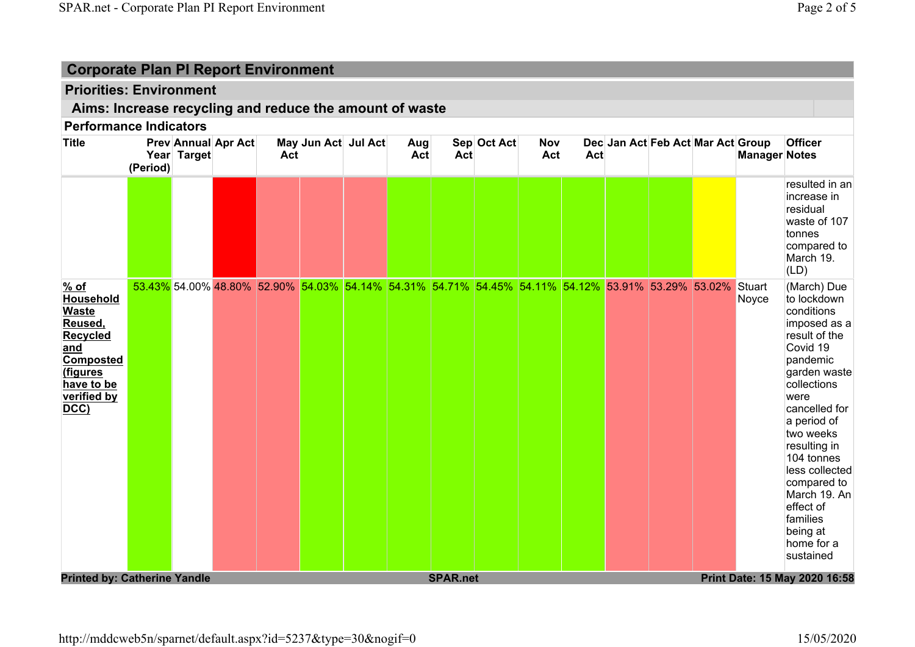## Corporate Plan PI Report Environment

### Priorities: Environment

#### Aims: Increase recycling and reduce the amount of waste

**Performance Indicators**

| Title | Prev Year (Period) | Annual Target | Apr Act | May Act | Jun Act | Jul Act | Aug Act | Sep Act | Oct Act | Nov Act | Dec Act | Jan Act | Feb Act | Mar Act | Group Manager | Officer Notes |
|---|---|---|---|---|---|---|---|---|---|---|---|---|---|---|---|---|
| | | | | | | | | | | | | | | | | resulted in an increase in residual waste of 107 tonnes compared to March 19. (LD) |
| **% of Household Waste Reused, Recycled and Composted (figures have to be verified by DCC)** | 53.43% | 54.00% | 48.80% | 52.90% | 54.03% | 54.14% | 54.31% | 54.71% | 54.45% | 54.11% | 54.12% | 53.91% | 53.29% | 53.02% | Stuart Noyce | (March) Due to lockdown conditions imposed as a result of the Covid 19 pandemic garden waste collections were cancelled for a period of two weeks resulting in 104 tonnes less collected compared to March 19. An effect of families being at home for a sustained |

Printed by: Catherine Yandle | SPAR.net | Print Date: 15 May 2020 16:58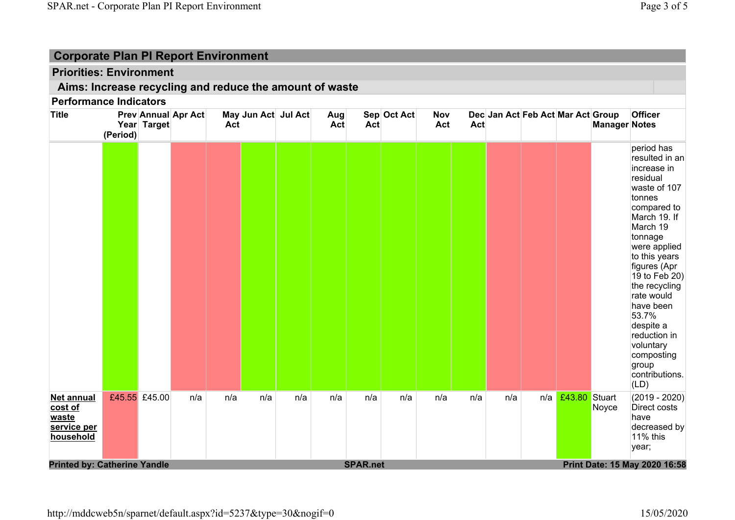## Corporate Plan PI Report Environment

### Priorities: Environment

### Aims: Increase recycling and reduce the amount of waste

**Performance Indicators**

| Title | Prev Year (Period) | Annual Target | Apr Act | May Act | Jun Act | Jul Act | Aug Act | Sep Act | Oct Act | Nov Act | Dec Act | Jan Act | Feb Act | Mar Act | Group Manager | Officer Notes |
|---|---|---|---|---|---|---|---|---|---|---|---|---|---|---|---|---|
| | | | | | | | | | | | | | | | | period has resulted in an increase in residual waste of 107 tonnes compared to March 19. If March 19 tonnage were applied to this years figures (Apr 19 to Feb 20) the recycling rate would have been 53.7% despite a reduction in voluntary composting group contributions. (LD) |
| **Net annual cost of waste service per household** | £45.55 | £45.00 | n/a | n/a | n/a | n/a | n/a | n/a | n/a | n/a | n/a | n/a | n/a | £43.80 | Stuart Noyce | (2019 - 2020) Direct costs have decreased by 11% this year; |

**Printed by: Catherine Yandle** **SPAR.net** **Print Date: 15 May 2020 16:58**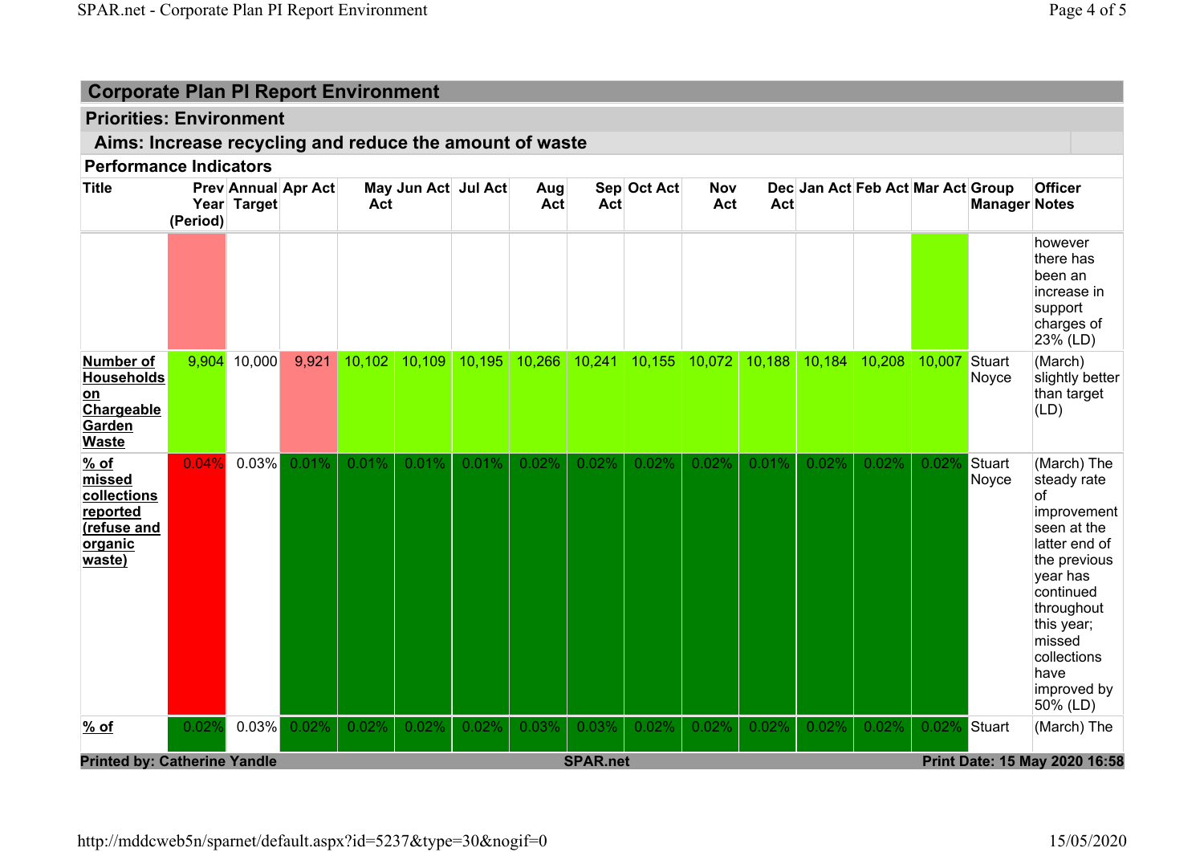## Corporate Plan PI Report Environment

### Priorities: Environment

#### Aims: Increase recycling and reduce the amount of waste

**Performance Indicators**

| Title | Prev Year (Period) | Annual Target | Apr Act | May Act | Jun Act | Jul Act | Aug Act | Sep Act | Oct Act | Nov Act | Dec Act | Jan Act | Feb Act | Mar Act | Group Manager | Officer Notes |
|---|---|---|---|---|---|---|---|---|---|---|---|---|---|---|---|---|
| | | | | | | | | | | | | | | | | however there has been an increase in support charges of 23% (LD) |
| **Number of Households on Chargeable Garden Waste** | 9,904 | 10,000 | 9,921 | 10,102 | 10,109 | 10,195 | 10,266 | 10,241 | 10,155 | 10,072 | 10,188 | 10,184 | 10,208 | 10,007 | Stuart Noyce | (March) slightly better than target (LD) |
| **% of missed collections reported (refuse and organic waste)** | 0.04% | 0.03% | 0.01% | 0.01% | 0.01% | 0.01% | 0.02% | 0.02% | 0.02% | 0.02% | 0.01% | 0.02% | 0.02% | 0.02% | Stuart Noyce | (March) The steady rate of improvement seen at the latter end of the previous year has continued throughout this year; missed collections have improved by 50% (LD) |
| **% of** | 0.02% | 0.03% | 0.02% | 0.02% | 0.02% | 0.02% | 0.03% | 0.03% | 0.02% | 0.02% | 0.02% | 0.02% | 0.02% | 0.02% | Stuart | (March) The |

Printed by: Catherine Yandle | SPAR.net | Print Date: 15 May 2020 16:58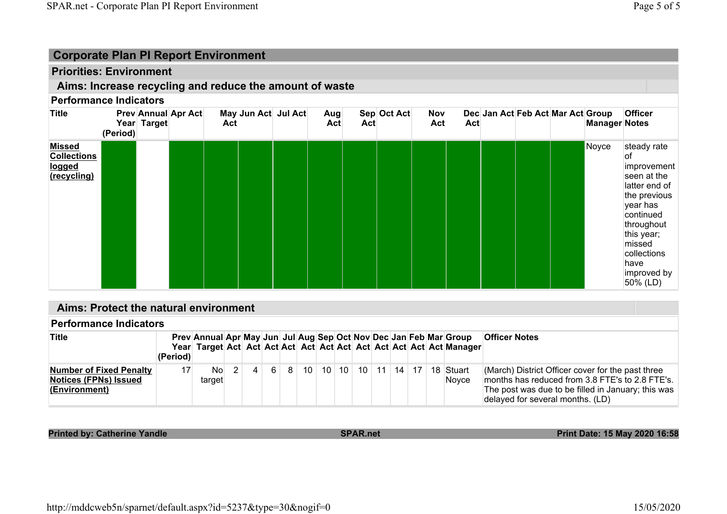# Corporate Plan PI Report Environment

## Priorities: Environment

### Aims: Increase recycling and reduce the amount of waste

**Performance Indicators**

| Title | Prev Year (Period) | Annual Target | Apr Act | May Act | Jun Act | Jul Act | Aug Act | Sep Act | Oct Act | Nov Act | Dec Act | Jan Act | Feb Act | Mar Act | Group Manager | Officer Notes |
|---|---|---|---|---|---|---|---|---|---|---|---|---|---|---|---|---|
| **Missed Collections logged (recycling)** | | | | | | | | | | | | | | | Noyce | steady rate of improvement seen at the latter end of the previous year has continued throughout this year; missed collections have improved by 50% (LD) |

### Aims: Protect the natural environment

**Performance Indicators**

| Title | Prev Year (Period) | Annual Target | Apr Act | May Act | Jun Act | Jul Act | Aug Act | Sep Act | Oct Act | Nov Act | Dec Act | Jan Act | Feb Act | Mar Act | Group Manager | Officer Notes |
|---|---|---|---|---|---|---|---|---|---|---|---|---|---|---|---|---|
| **Number of Fixed Penalty Notices (FPNs) Issued (Environment)** | 17 | No target | 2 | 4 | 6 | 8 | 10 | 10 | 10 | 10 | 11 | 14 | 17 | 18 | Stuart Noyce | (March) District Officer cover for the past three months has reduced from 3.8 FTE's to 2.8 FTE's. The post was due to be filled in January; this was delayed for several months. (LD) |

**Printed by: Catherine Yandle** | **SPAR.net** | **Print Date: 15 May 2020 16:58**